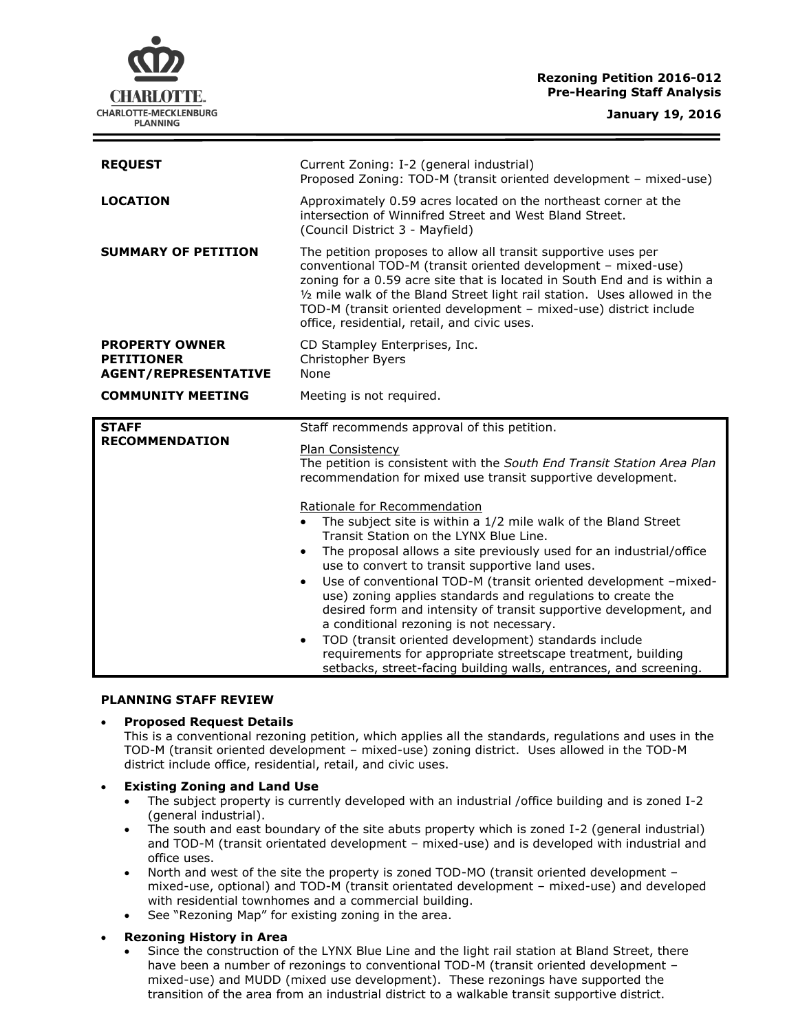**Rezoning Petition 2016-012**
**Pre-Hearing Staff Analysis**

**January 19, 2016**

| | |
|---|---|
| **REQUEST** | Current Zoning: I-2 (general industrial)<br>Proposed Zoning: TOD-M (transit oriented development – mixed-use) |
| **LOCATION** | Approximately 0.59 acres located on the northeast corner at the intersection of Winnifred Street and West Bland Street.<br>(Council District 3 - Mayfield) |
| **SUMMARY OF PETITION** | The petition proposes to allow all transit supportive uses per conventional TOD-M (transit oriented development – mixed-use) zoning for a 0.59 acre site that is located in South End and is within a ½ mile walk of the Bland Street light rail station. Uses allowed in the TOD-M (transit oriented development – mixed-use) district include office, residential, retail, and civic uses. |
| **PROPERTY OWNER**<br>**PETITIONER**<br>**AGENT/REPRESENTATIVE** | CD Stampley Enterprises, Inc.<br>Christopher Byers<br>None |
| **COMMUNITY MEETING** | Meeting is not required. |
| **STAFF RECOMMENDATION** | Staff recommends approval of this petition.<br><br>Plan Consistency<br>The petition is consistent with the *South End Transit Station Area Plan* recommendation for mixed use transit supportive development.<br><br>Rationale for Recommendation<br>• The subject site is within a 1/2 mile walk of the Bland Street Transit Station on the LYNX Blue Line.<br>• The proposal allows a site previously used for an industrial/office use to convert to transit supportive land uses.<br>• Use of conventional TOD-M (transit oriented development –mixed-use) zoning applies standards and regulations to create the desired form and intensity of transit supportive development, and a conditional rezoning is not necessary.<br>• TOD (transit oriented development) standards include requirements for appropriate streetscape treatment, building setbacks, street-facing building walls, entrances, and screening. |

**PLANNING STAFF REVIEW**

- **Proposed Request Details**
  This is a conventional rezoning petition, which applies all the standards, regulations and uses in the TOD-M (transit oriented development – mixed-use) zoning district. Uses allowed in the TOD-M district include office, residential, retail, and civic uses.
- **Existing Zoning and Land Use**
  - The subject property is currently developed with an industrial /office building and is zoned I-2 (general industrial).
  - The south and east boundary of the site abuts property which is zoned I-2 (general industrial) and TOD-M (transit orientated development – mixed-use) and is developed with industrial and office uses.
  - North and west of the site the property is zoned TOD-MO (transit oriented development – mixed-use, optional) and TOD-M (transit orientated development – mixed-use) and developed with residential townhomes and a commercial building.
  - See "Rezoning Map" for existing zoning in the area.
- **Rezoning History in Area**
  - Since the construction of the LYNX Blue Line and the light rail station at Bland Street, there have been a number of rezonings to conventional TOD-M (transit oriented development – mixed-use) and MUDD (mixed use development). These rezonings have supported the transition of the area from an industrial district to a walkable transit supportive district.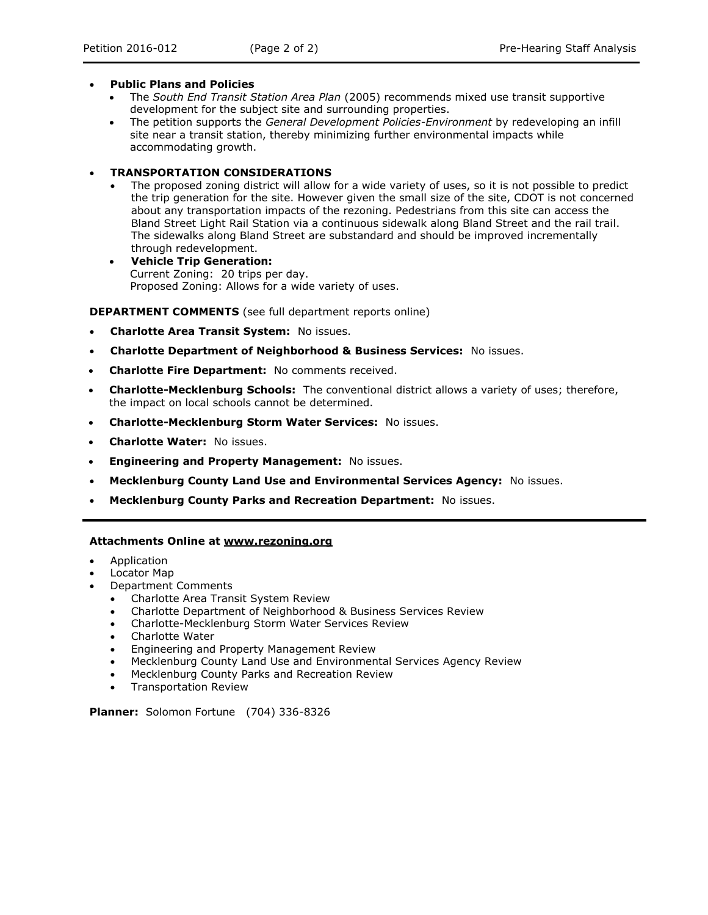- **Public Plans and Policies**
  - The *South End Transit Station Area Plan* (2005) recommends mixed use transit supportive development for the subject site and surrounding properties.
  - The petition supports the *General Development Policies-Environment* by redeveloping an infill site near a transit station, thereby minimizing further environmental impacts while accommodating growth.

- **TRANSPORTATION CONSIDERATIONS**
  - The proposed zoning district will allow for a wide variety of uses, so it is not possible to predict the trip generation for the site. However given the small size of the site, CDOT is not concerned about any transportation impacts of the rezoning. Pedestrians from this site can access the Bland Street Light Rail Station via a continuous sidewalk along Bland Street and the rail trail. The sidewalks along Bland Street are substandard and should be improved incrementally through redevelopment.
  - **Vehicle Trip Generation:**
    Current Zoning: 20 trips per day.
    Proposed Zoning: Allows for a wide variety of uses.

**DEPARTMENT COMMENTS** (see full department reports online)

- **Charlotte Area Transit System:** No issues.
- **Charlotte Department of Neighborhood & Business Services:** No issues.
- **Charlotte Fire Department:** No comments received.
- **Charlotte-Mecklenburg Schools:** The conventional district allows a variety of uses; therefore, the impact on local schools cannot be determined.
- **Charlotte-Mecklenburg Storm Water Services:** No issues.
- **Charlotte Water:** No issues.
- **Engineering and Property Management:** No issues.
- **Mecklenburg County Land Use and Environmental Services Agency:** No issues.
- **Mecklenburg County Parks and Recreation Department:** No issues.

---

**Attachments Online at www.rezoning.org**

- Application
- Locator Map
- Department Comments
  - Charlotte Area Transit System Review
  - Charlotte Department of Neighborhood & Business Services Review
  - Charlotte-Mecklenburg Storm Water Services Review
  - Charlotte Water
  - Engineering and Property Management Review
  - Mecklenburg County Land Use and Environmental Services Agency Review
  - Mecklenburg County Parks and Recreation Review
  - Transportation Review

**Planner:** Solomon Fortune (704) 336-8326